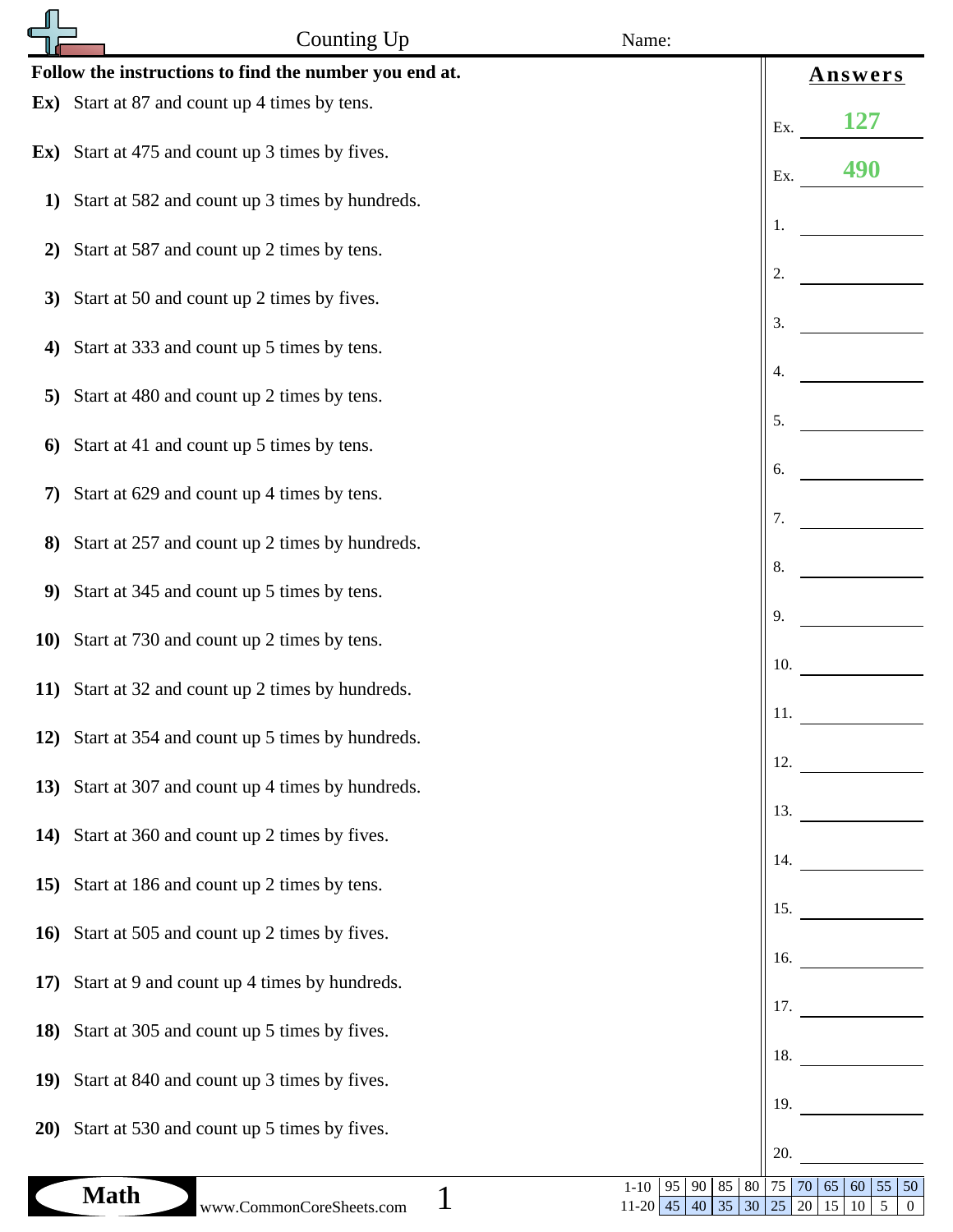# Counting Up

Name:

**Follow the instructions to find the number you end at.**

**Ex)** Start at 87 and count up 4 times by tens.

**Ex)** Start at 475 and count up 3 times by fives.

**1)** Start at 582 and count up 3 times by hundreds.

**2)** Start at 587 and count up 2 times by tens.

**3)** Start at 50 and count up 2 times by fives.

**4)** Start at 333 and count up 5 times by tens.

**5)** Start at 480 and count up 2 times by tens.

**6)** Start at 41 and count up 5 times by tens.

**7)** Start at 629 and count up 4 times by tens.

**8)** Start at 257 and count up 2 times by hundreds.

**9)** Start at 345 and count up 5 times by tens.

**10)** Start at 730 and count up 2 times by tens.

**11)** Start at 32 and count up 2 times by hundreds.

**12)** Start at 354 and count up 5 times by hundreds.

**13)** Start at 307 and count up 4 times by hundreds.

**14)** Start at 360 and count up 2 times by fives.

**15)** Start at 186 and count up 2 times by tens.

**16)** Start at 505 and count up 2 times by fives.

**17)** Start at 9 and count up 4 times by hundreds.

**18)** Start at 305 and count up 5 times by fives.

**19)** Start at 840 and count up 3 times by fives.

**20)** Start at 530 and count up 5 times by fives.

## Answers

Ex. 127

Ex. 490

1. ______
2. ______
3. ______
4. ______
5. ______
6. ______
7. ______
8. ______
9. ______
10. ______
11. ______
12. ______
13. ______
14. ______
15. ______
16. ______
17. ______
18. ______
19. ______
20. ______

Math

www.CommonCoreSheets.com

| | | | | | | | | | | |
|---|---|---|---|---|---|---|---|---|---|---|
| 1-10 | 95 | 90 | 85 | 80 | 75 | 70 | 65 | 60 | 55 | 50 |
| 11-20 | 45 | 40 | 35 | 30 | 25 | 20 | 15 | 10 | 5 | 0 |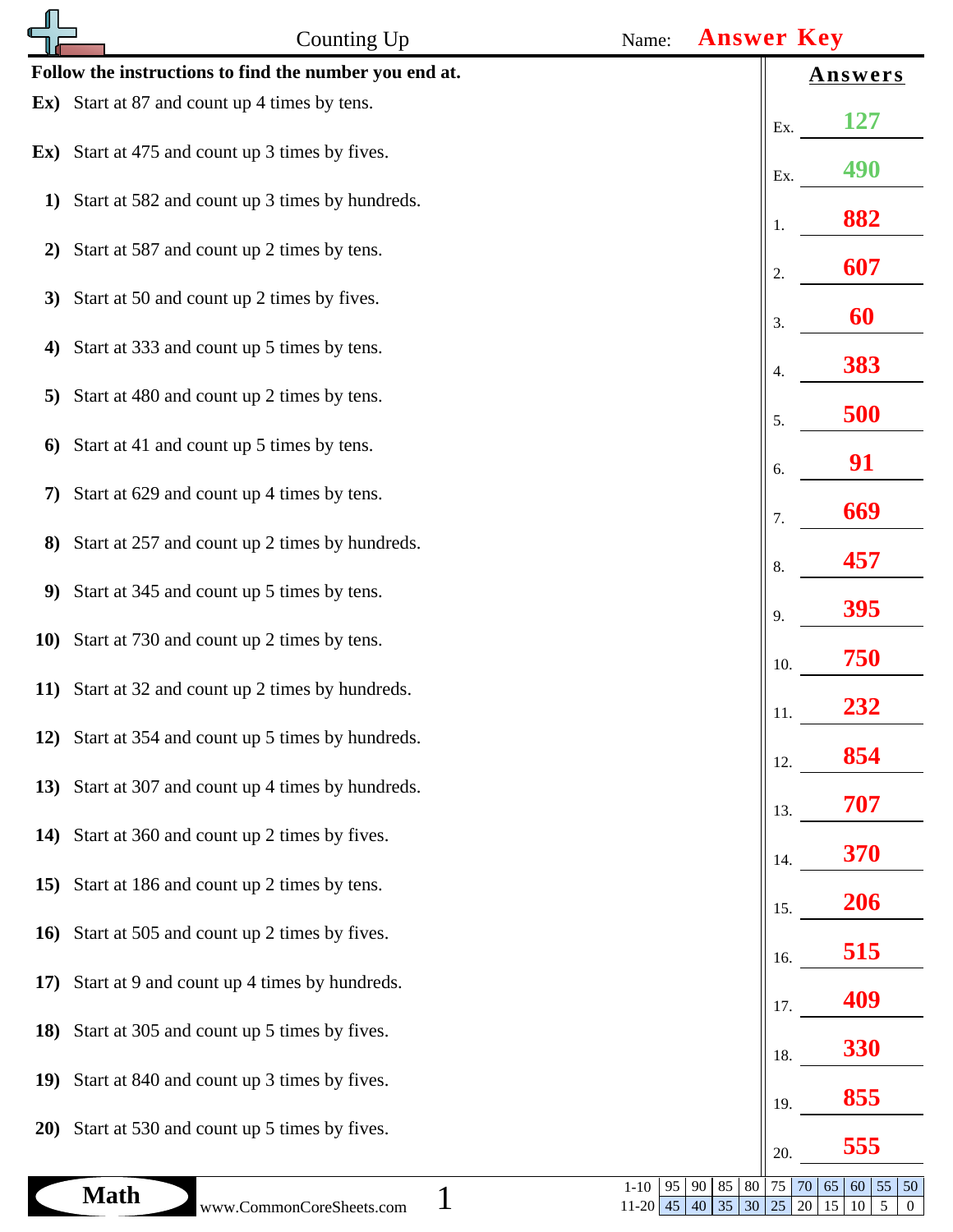# Counting Up

Name: **Answer Key**

**Follow the instructions to find the number you end at.**

**Ex)** Start at 87 and count up 4 times by tens.

**Ex)** Start at 475 and count up 3 times by fives.

**1)** Start at 582 and count up 3 times by hundreds.

**2)** Start at 587 and count up 2 times by tens.

**3)** Start at 50 and count up 2 times by fives.

**4)** Start at 333 and count up 5 times by tens.

**5)** Start at 480 and count up 2 times by tens.

**6)** Start at 41 and count up 5 times by tens.

**7)** Start at 629 and count up 4 times by tens.

**8)** Start at 257 and count up 2 times by hundreds.

**9)** Start at 345 and count up 5 times by tens.

**10)** Start at 730 and count up 2 times by tens.

**11)** Start at 32 and count up 2 times by hundreds.

**12)** Start at 354 and count up 5 times by hundreds.

**13)** Start at 307 and count up 4 times by hundreds.

**14)** Start at 360 and count up 2 times by fives.

**15)** Start at 186 and count up 2 times by tens.

**16)** Start at 505 and count up 2 times by fives.

**17)** Start at 9 and count up 4 times by hundreds.

**18)** Start at 305 and count up 5 times by fives.

**19)** Start at 840 and count up 3 times by fives.

**20)** Start at 530 and count up 5 times by fives.

## Answers

Ex. **127**

Ex. **490**

1. **882**
2. **607**
3. **60**
4. **383**
5. **500**
6. **91**
7. **669**
8. **457**
9. **395**
10. **750**
11. **232**
12. **854**
13. **707**
14. **370**
15. **206**
16. **515**
17. **409**
18. **330**
19. **855**
20. **555**

Math

www.CommonCoreSheets.com

| | | | | | | | | | | |
|---|---|---|---|---|---|---|---|---|---|---|
| 1-10 | 95 | 90 | 85 | 80 | 75 | 70 | 65 | 60 | 55 | 50 |
| 11-20 | 45 | 40 | 35 | 30 | 25 | 20 | 15 | 10 | 5 | 0 |